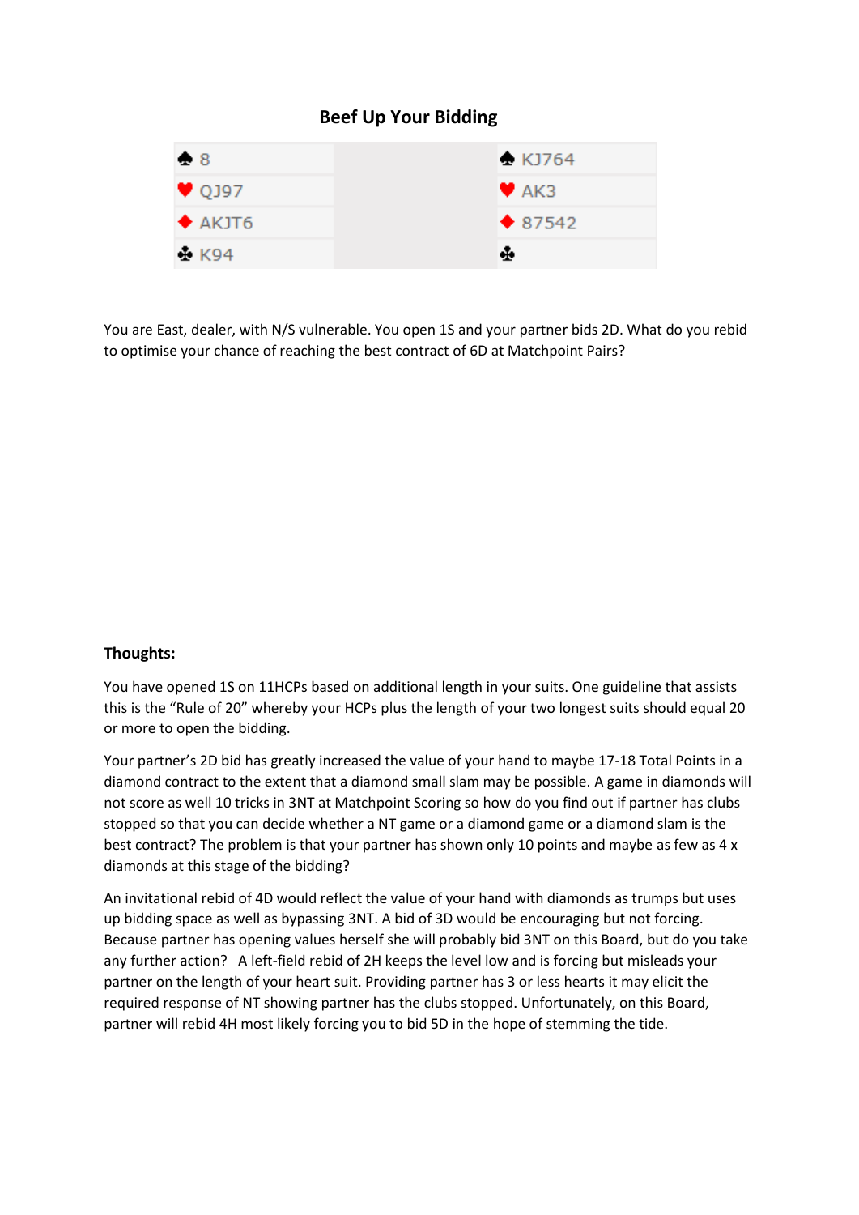## Beef Up Your Bidding

| | | |
|---|---|---|
| ♠ 8 | | ♠ KJ764 |
| ♥ QJ97 | | ♥ AK3 |
| ♦ AKJT6 | | ♦ 87542 |
| ♣ K94 | | ♣ |

You are East, dealer, with N/S vulnerable. You open 1S and your partner bids 2D. What do you rebid to optimise your chance of reaching the best contract of 6D at Matchpoint Pairs?

**Thoughts:**

You have opened 1S on 11HCPs based on additional length in your suits. One guideline that assists this is the "Rule of 20" whereby your HCPs plus the length of your two longest suits should equal 20 or more to open the bidding.

Your partner's 2D bid has greatly increased the value of your hand to maybe 17-18 Total Points in a diamond contract to the extent that a diamond small slam may be possible. A game in diamonds will not score as well 10 tricks in 3NT at Matchpoint Scoring so how do you find out if partner has clubs stopped so that you can decide whether a NT game or a diamond game or a diamond slam is the best contract? The problem is that your partner has shown only 10 points and maybe as few as 4 x diamonds at this stage of the bidding?

An invitational rebid of 4D would reflect the value of your hand with diamonds as trumps but uses up bidding space as well as bypassing 3NT. A bid of 3D would be encouraging but not forcing. Because partner has opening values herself she will probably bid 3NT on this Board, but do you take any further action? A left-field rebid of 2H keeps the level low and is forcing but misleads your partner on the length of your heart suit. Providing partner has 3 or less hearts it may elicit the required response of NT showing partner has the clubs stopped. Unfortunately, on this Board, partner will rebid 4H most likely forcing you to bid 5D in the hope of stemming the tide.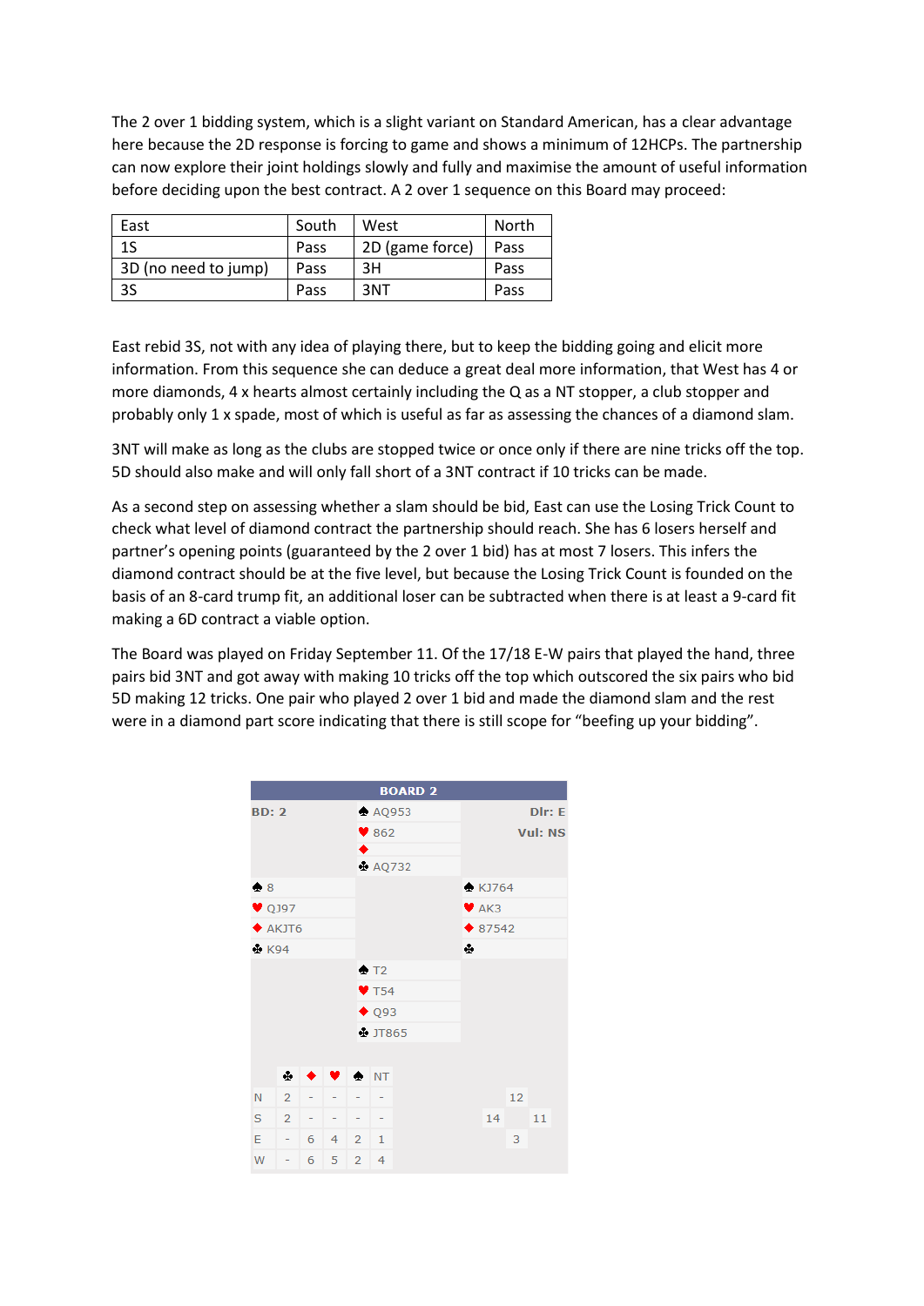The 2 over 1 bidding system, which is a slight variant on Standard American, has a clear advantage here because the 2D response is forcing to game and shows a minimum of 12HCPs. The partnership can now explore their joint holdings slowly and fully and maximise the amount of useful information before deciding upon the best contract. A 2 over 1 sequence on this Board may proceed:

| East | South | West | North |
|---|---|---|---|
| 1S | Pass | 2D (game force) | Pass |
| 3D (no need to jump) | Pass | 3H | Pass |
| 3S | Pass | 3NT | Pass |

East rebid 3S, not with any idea of playing there, but to keep the bidding going and elicit more information. From this sequence she can deduce a great deal more information, that West has 4 or more diamonds, 4 x hearts almost certainly including the Q as a NT stopper, a club stopper and probably only 1 x spade, most of which is useful as far as assessing the chances of a diamond slam.

3NT will make as long as the clubs are stopped twice or once only if there are nine tricks off the top. 5D should also make and will only fall short of a 3NT contract if 10 tricks can be made.

As a second step on assessing whether a slam should be bid, East can use the Losing Trick Count to check what level of diamond contract the partnership should reach. She has 6 losers herself and partner's opening points (guaranteed by the 2 over 1 bid) has at most 7 losers. This infers the diamond contract should be at the five level, but because the Losing Trick Count is founded on the basis of an 8-card trump fit, an additional loser can be subtracted when there is at least a 9-card fit making a 6D contract a viable option.

The Board was played on Friday September 11. Of the 17/18 E-W pairs that played the hand, three pairs bid 3NT and got away with making 10 tricks off the top which outscored the six pairs who bid 5D making 12 tricks. One pair who played 2 over 1 bid and made the diamond slam and the rest were in a diamond part score indicating that there is still scope for "beefing up your bidding".

**BOARD 2**

BD: 2 — Dlr: E — Vul: NS

North:
♠ AQ953
♥ 862
♦
♣ AQ732

West:
♠ 8
♥ QJ97
♦ AKJT6
♣ K94

East:
♠ KJ764
♥ AK3
♦ 87542
♣

South:
♠ T2
♥ T54
♦ Q93
♣ JT865

| | ♣ | ♦ | ♥ | ♠ | NT |
|---|---|---|---|---|---|
| N | 2 | - | - | - | - |
| S | 2 | - | - | - | - |
| E | - | 6 | 4 | 2 | 1 |
| W | - | 6 | 5 | 2 | 4 |

HCP: N 12, W 14, E 11, S 3